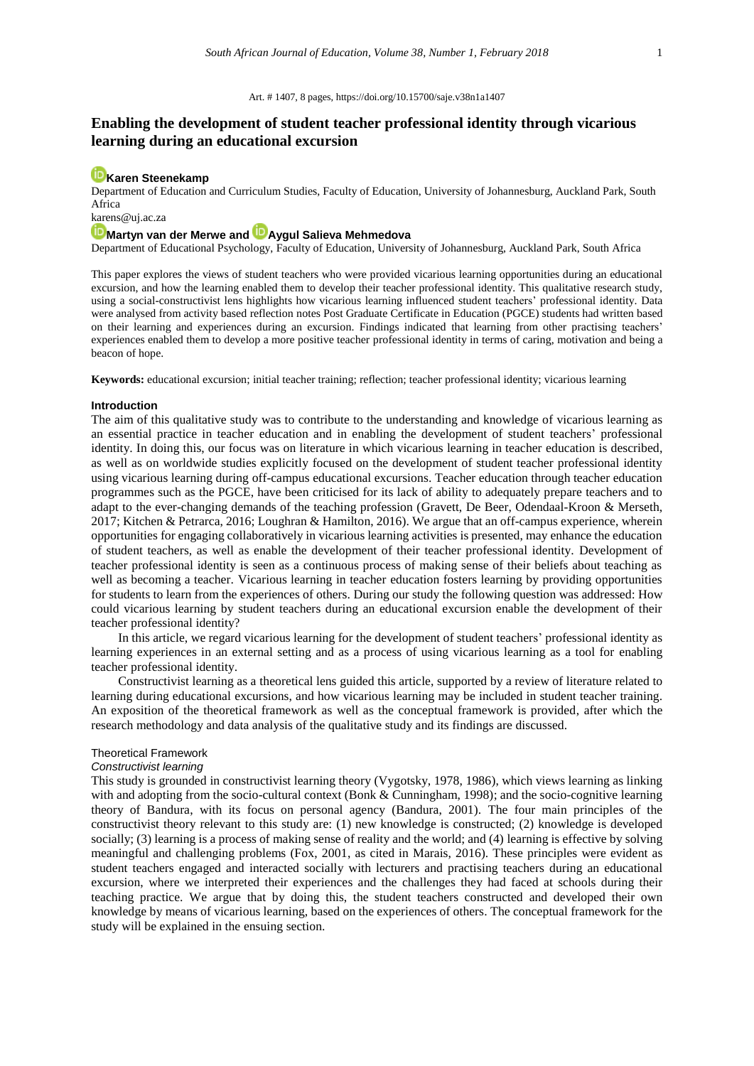Art. # 1407, 8 pages, https://doi.org/10.15700/saje.v38n1a1407

# Enabling the development of student teacher professional identity through vicarious learning during an educational excursion

**Karen Steenekamp**

Department of Education and Curriculum Studies, Faculty of Education, University of Johannesburg, Auckland Park, South Africa

karens@uj.ac.za

**Martyn van der Merwe and Aygul Salieva Mehmedova**

Department of Educational Psychology, Faculty of Education, University of Johannesburg, Auckland Park, South Africa

This paper explores the views of student teachers who were provided vicarious learning opportunities during an educational excursion, and how the learning enabled them to develop their teacher professional identity. This qualitative research study, using a social-constructivist lens highlights how vicarious learning influenced student teachers' professional identity. Data were analysed from activity based reflection notes Post Graduate Certificate in Education (PGCE) students had written based on their learning and experiences during an excursion. Findings indicated that learning from other practising teachers' experiences enabled them to develop a more positive teacher professional identity in terms of caring, motivation and being a beacon of hope.

**Keywords:** educational excursion; initial teacher training; reflection; teacher professional identity; vicarious learning

## Introduction

The aim of this qualitative study was to contribute to the understanding and knowledge of vicarious learning as an essential practice in teacher education and in enabling the development of student teachers' professional identity. In doing this, our focus was on literature in which vicarious learning in teacher education is described, as well as on worldwide studies explicitly focused on the development of student teacher professional identity using vicarious learning during off-campus educational excursions. Teacher education through teacher education programmes such as the PGCE, have been criticised for its lack of ability to adequately prepare teachers and to adapt to the ever-changing demands of the teaching profession (Gravett, De Beer, Odendaal-Kroon & Merseth, 2017; Kitchen & Petrarca, 2016; Loughran & Hamilton, 2016). We argue that an off-campus experience, wherein opportunities for engaging collaboratively in vicarious learning activities is presented, may enhance the education of student teachers, as well as enable the development of their teacher professional identity. Development of teacher professional identity is seen as a continuous process of making sense of their beliefs about teaching as well as becoming a teacher. Vicarious learning in teacher education fosters learning by providing opportunities for students to learn from the experiences of others. During our study the following question was addressed: How could vicarious learning by student teachers during an educational excursion enable the development of their teacher professional identity?

In this article, we regard vicarious learning for the development of student teachers' professional identity as learning experiences in an external setting and as a process of using vicarious learning as a tool for enabling teacher professional identity.

Constructivist learning as a theoretical lens guided this article, supported by a review of literature related to learning during educational excursions, and how vicarious learning may be included in student teacher training. An exposition of the theoretical framework as well as the conceptual framework is provided, after which the research methodology and data analysis of the qualitative study and its findings are discussed.

## Theoretical Framework

### *Constructivist learning*

This study is grounded in constructivist learning theory (Vygotsky, 1978, 1986), which views learning as linking with and adopting from the socio-cultural context (Bonk & Cunningham, 1998); and the socio-cognitive learning theory of Bandura, with its focus on personal agency (Bandura, 2001). The four main principles of the constructivist theory relevant to this study are: (1) new knowledge is constructed; (2) knowledge is developed socially; (3) learning is a process of making sense of reality and the world; and (4) learning is effective by solving meaningful and challenging problems (Fox, 2001, as cited in Marais, 2016). These principles were evident as student teachers engaged and interacted socially with lecturers and practising teachers during an educational excursion, where we interpreted their experiences and the challenges they had faced at schools during their teaching practice. We argue that by doing this, the student teachers constructed and developed their own knowledge by means of vicarious learning, based on the experiences of others. The conceptual framework for the study will be explained in the ensuing section.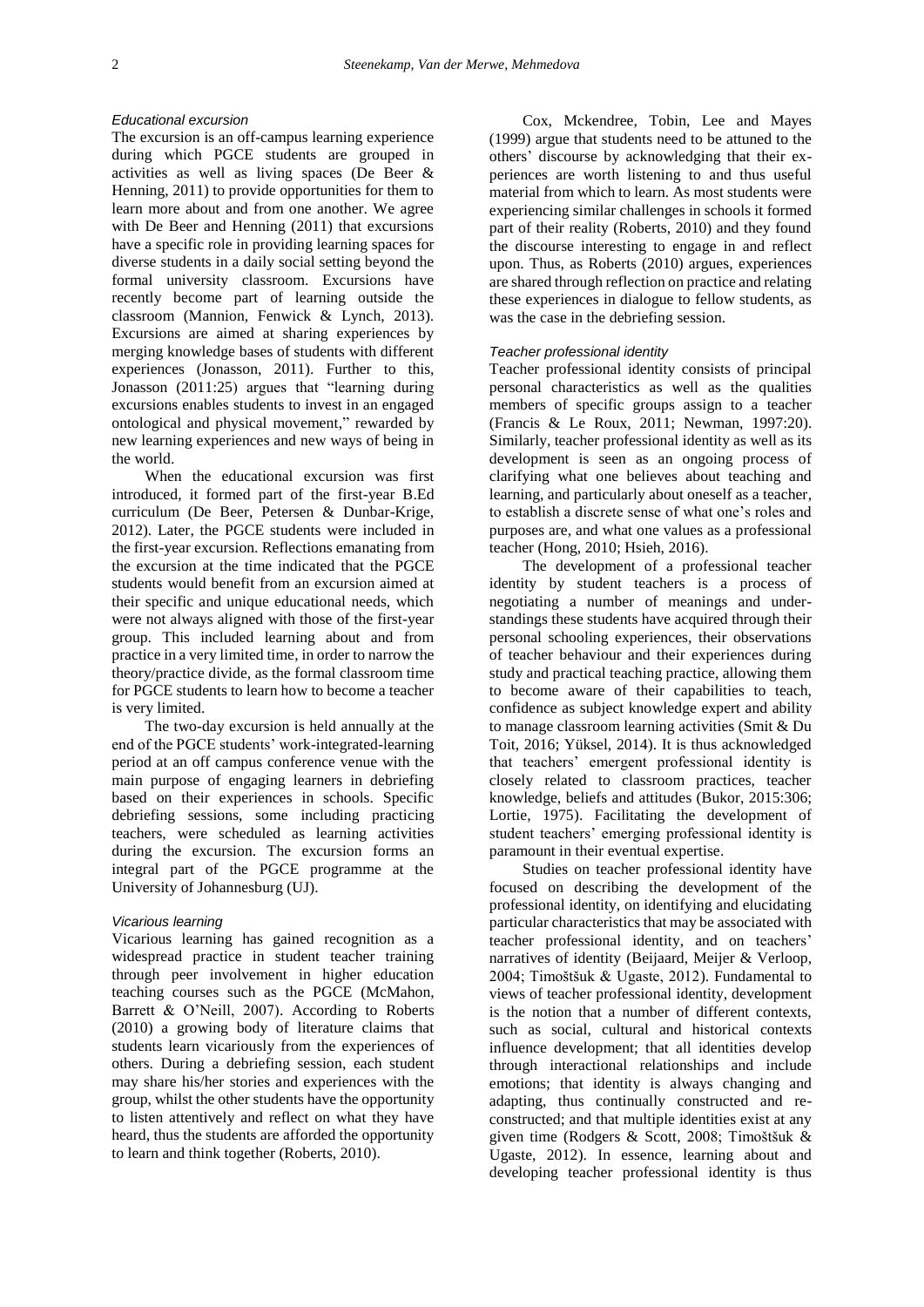### *Educational excursion*

The excursion is an off-campus learning experience during which PGCE students are grouped in activities as well as living spaces (De Beer & Henning, 2011) to provide opportunities for them to learn more about and from one another. We agree with De Beer and Henning (2011) that excursions have a specific role in providing learning spaces for diverse students in a daily social setting beyond the formal university classroom. Excursions have recently become part of learning outside the classroom (Mannion, Fenwick & Lynch, 2013). Excursions are aimed at sharing experiences by merging knowledge bases of students with different experiences (Jonasson, 2011). Further to this, Jonasson (2011:25) argues that "learning during excursions enables students to invest in an engaged ontological and physical movement," rewarded by new learning experiences and new ways of being in the world.

When the educational excursion was first introduced, it formed part of the first-year B.Ed curriculum (De Beer, Petersen & Dunbar-Krige, 2012). Later, the PGCE students were included in the first-year excursion. Reflections emanating from the excursion at the time indicated that the PGCE students would benefit from an excursion aimed at their specific and unique educational needs, which were not always aligned with those of the first-year group. This included learning about and from practice in a very limited time, in order to narrow the theory/practice divide, as the formal classroom time for PGCE students to learn how to become a teacher is very limited.

The two-day excursion is held annually at the end of the PGCE students' work-integrated-learning period at an off campus conference venue with the main purpose of engaging learners in debriefing based on their experiences in schools. Specific debriefing sessions, some including practicing teachers, were scheduled as learning activities during the excursion. The excursion forms an integral part of the PGCE programme at the University of Johannesburg (UJ).

### *Vicarious learning*

Vicarious learning has gained recognition as a widespread practice in student teacher training through peer involvement in higher education teaching courses such as the PGCE (McMahon, Barrett & O'Neill, 2007). According to Roberts (2010) a growing body of literature claims that students learn vicariously from the experiences of others. During a debriefing session, each student may share his/her stories and experiences with the group, whilst the other students have the opportunity to listen attentively and reflect on what they have heard, thus the students are afforded the opportunity to learn and think together (Roberts, 2010).

Cox, Mckendree, Tobin, Lee and Mayes (1999) argue that students need to be attuned to the others' discourse by acknowledging that their experiences are worth listening to and thus useful material from which to learn. As most students were experiencing similar challenges in schools it formed part of their reality (Roberts, 2010) and they found the discourse interesting to engage in and reflect upon. Thus, as Roberts (2010) argues, experiences are shared through reflection on practice and relating these experiences in dialogue to fellow students, as was the case in the debriefing session.

### *Teacher professional identity*

Teacher professional identity consists of principal personal characteristics as well as the qualities members of specific groups assign to a teacher (Francis & Le Roux, 2011; Newman, 1997:20). Similarly, teacher professional identity as well as its development is seen as an ongoing process of clarifying what one believes about teaching and learning, and particularly about oneself as a teacher, to establish a discrete sense of what one's roles and purposes are, and what one values as a professional teacher (Hong, 2010; Hsieh, 2016).

The development of a professional teacher identity by student teachers is a process of negotiating a number of meanings and understandings these students have acquired through their personal schooling experiences, their observations of teacher behaviour and their experiences during study and practical teaching practice, allowing them to become aware of their capabilities to teach, confidence as subject knowledge expert and ability to manage classroom learning activities (Smit & Du Toit, 2016; Yüksel, 2014). It is thus acknowledged that teachers' emergent professional identity is closely related to classroom practices, teacher knowledge, beliefs and attitudes (Bukor, 2015:306; Lortie, 1975). Facilitating the development of student teachers' emerging professional identity is paramount in their eventual expertise.

Studies on teacher professional identity have focused on describing the development of the professional identity, on identifying and elucidating particular characteristics that may be associated with teacher professional identity, and on teachers' narratives of identity (Beijaard, Meijer & Verloop, 2004; Timoštšuk & Ugaste, 2012). Fundamental to views of teacher professional identity, development is the notion that a number of different contexts, such as social, cultural and historical contexts influence development; that all identities develop through interactional relationships and include emotions; that identity is always changing and adapting, thus continually constructed and reconstructed; and that multiple identities exist at any given time (Rodgers & Scott, 2008; Timoštšuk & Ugaste, 2012). In essence, learning about and developing teacher professional identity is thus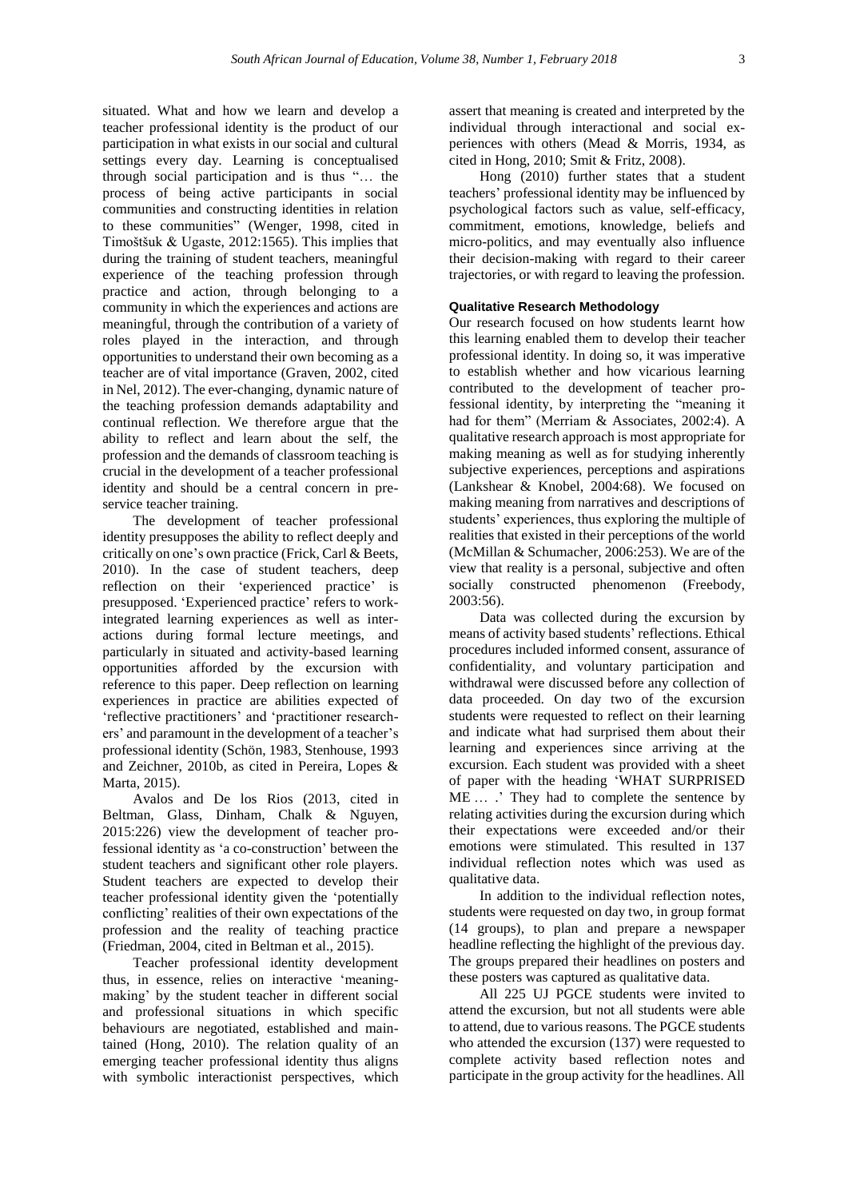situated. What and how we learn and develop a teacher professional identity is the product of our participation in what exists in our social and cultural settings every day. Learning is conceptualised through social participation and is thus "… the process of being active participants in social communities and constructing identities in relation to these communities" (Wenger, 1998, cited in Timoštšuk & Ugaste, 2012:1565). This implies that during the training of student teachers, meaningful experience of the teaching profession through practice and action, through belonging to a community in which the experiences and actions are meaningful, through the contribution of a variety of roles played in the interaction, and through opportunities to understand their own becoming as a teacher are of vital importance (Graven, 2002, cited in Nel, 2012). The ever-changing, dynamic nature of the teaching profession demands adaptability and continual reflection. We therefore argue that the ability to reflect and learn about the self, the profession and the demands of classroom teaching is crucial in the development of a teacher professional identity and should be a central concern in pre-service teacher training.

The development of teacher professional identity presupposes the ability to reflect deeply and critically on one's own practice (Frick, Carl & Beets, 2010). In the case of student teachers, deep reflection on their 'experienced practice' is presupposed. 'Experienced practice' refers to work-integrated learning experiences as well as interactions during formal lecture meetings, and particularly in situated and activity-based learning opportunities afforded by the excursion with reference to this paper. Deep reflection on learning experiences in practice are abilities expected of 'reflective practitioners' and 'practitioner researchers' and paramount in the development of a teacher's professional identity (Schön, 1983, Stenhouse, 1993 and Zeichner, 2010b, as cited in Pereira, Lopes & Marta, 2015).

Avalos and De los Rios (2013, cited in Beltman, Glass, Dinham, Chalk & Nguyen, 2015:226) view the development of teacher professional identity as 'a co-construction' between the student teachers and significant other role players. Student teachers are expected to develop their teacher professional identity given the 'potentially conflicting' realities of their own expectations of the profession and the reality of teaching practice (Friedman, 2004, cited in Beltman et al., 2015).

Teacher professional identity development thus, in essence, relies on interactive 'meaning-making' by the student teacher in different social and professional situations in which specific behaviours are negotiated, established and maintained (Hong, 2010). The relation quality of an emerging teacher professional identity thus aligns with symbolic interactionist perspectives, which assert that meaning is created and interpreted by the individual through interactional and social experiences with others (Mead & Morris, 1934, as cited in Hong, 2010; Smit & Fritz, 2008).

Hong (2010) further states that a student teachers' professional identity may be influenced by psychological factors such as value, self-efficacy, commitment, emotions, knowledge, beliefs and micro-politics, and may eventually also influence their decision-making with regard to their career trajectories, or with regard to leaving the profession.

### Qualitative Research Methodology

Our research focused on how students learnt how this learning enabled them to develop their teacher professional identity. In doing so, it was imperative to establish whether and how vicarious learning contributed to the development of teacher professional identity, by interpreting the "meaning it had for them" (Merriam & Associates, 2002:4). A qualitative research approach is most appropriate for making meaning as well as for studying inherently subjective experiences, perceptions and aspirations (Lankshear & Knobel, 2004:68). We focused on making meaning from narratives and descriptions of students' experiences, thus exploring the multiple of realities that existed in their perceptions of the world (McMillan & Schumacher, 2006:253). We are of the view that reality is a personal, subjective and often socially constructed phenomenon (Freebody, 2003:56).

Data was collected during the excursion by means of activity based students' reflections. Ethical procedures included informed consent, assurance of confidentiality, and voluntary participation and withdrawal were discussed before any collection of data proceeded. On day two of the excursion students were requested to reflect on their learning and indicate what had surprised them about their learning and experiences since arriving at the excursion. Each student was provided with a sheet of paper with the heading 'WHAT SURPRISED ME … .' They had to complete the sentence by relating activities during the excursion during which their expectations were exceeded and/or their emotions were stimulated. This resulted in 137 individual reflection notes which was used as qualitative data.

In addition to the individual reflection notes, students were requested on day two, in group format (14 groups), to plan and prepare a newspaper headline reflecting the highlight of the previous day. The groups prepared their headlines on posters and these posters was captured as qualitative data.

All 225 UJ PGCE students were invited to attend the excursion, but not all students were able to attend, due to various reasons. The PGCE students who attended the excursion (137) were requested to complete activity based reflection notes and participate in the group activity for the headlines. All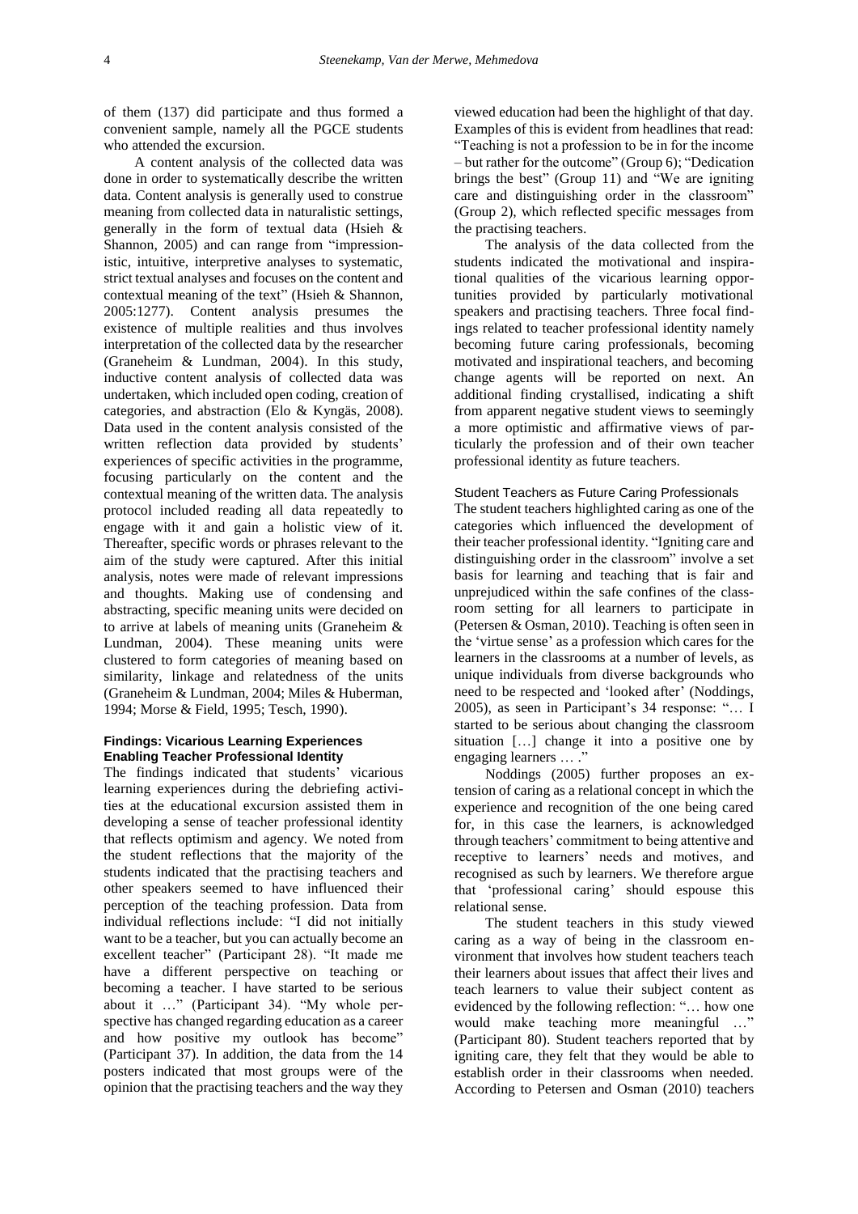of them (137) did participate and thus formed a convenient sample, namely all the PGCE students who attended the excursion.

A content analysis of the collected data was done in order to systematically describe the written data. Content analysis is generally used to construe meaning from collected data in naturalistic settings, generally in the form of textual data (Hsieh & Shannon, 2005) and can range from "impressionistic, intuitive, interpretive analyses to systematic, strict textual analyses and focuses on the content and contextual meaning of the text" (Hsieh & Shannon, 2005:1277). Content analysis presumes the existence of multiple realities and thus involves interpretation of the collected data by the researcher (Graneheim & Lundman, 2004). In this study, inductive content analysis of collected data was undertaken, which included open coding, creation of categories, and abstraction (Elo & Kyngäs, 2008). Data used in the content analysis consisted of the written reflection data provided by students' experiences of specific activities in the programme, focusing particularly on the content and the contextual meaning of the written data. The analysis protocol included reading all data repeatedly to engage with it and gain a holistic view of it. Thereafter, specific words or phrases relevant to the aim of the study were captured. After this initial analysis, notes were made of relevant impressions and thoughts. Making use of condensing and abstracting, specific meaning units were decided on to arrive at labels of meaning units (Graneheim & Lundman, 2004). These meaning units were clustered to form categories of meaning based on similarity, linkage and relatedness of the units (Graneheim & Lundman, 2004; Miles & Huberman, 1994; Morse & Field, 1995; Tesch, 1990).

## Findings: Vicarious Learning Experiences Enabling Teacher Professional Identity

The findings indicated that students' vicarious learning experiences during the debriefing activities at the educational excursion assisted them in developing a sense of teacher professional identity that reflects optimism and agency. We noted from the student reflections that the majority of the students indicated that the practising teachers and other speakers seemed to have influenced their perception of the teaching profession. Data from individual reflections include: "I did not initially want to be a teacher, but you can actually become an excellent teacher" (Participant 28). "It made me have a different perspective on teaching or becoming a teacher. I have started to be serious about it …" (Participant 34). "My whole perspective has changed regarding education as a career and how positive my outlook has become" (Participant 37). In addition, the data from the 14 posters indicated that most groups were of the opinion that the practising teachers and the way they viewed education had been the highlight of that day. Examples of this is evident from headlines that read: "Teaching is not a profession to be in for the income – but rather for the outcome" (Group 6); "Dedication brings the best" (Group 11) and "We are igniting care and distinguishing order in the classroom" (Group 2), which reflected specific messages from the practising teachers.

The analysis of the data collected from the students indicated the motivational and inspirational qualities of the vicarious learning opportunities provided by particularly motivational speakers and practising teachers. Three focal findings related to teacher professional identity namely becoming future caring professionals, becoming motivated and inspirational teachers, and becoming change agents will be reported on next. An additional finding crystallised, indicating a shift from apparent negative student views to seemingly a more optimistic and affirmative views of particularly the profession and of their own teacher professional identity as future teachers.

### Student Teachers as Future Caring Professionals

The student teachers highlighted caring as one of the categories which influenced the development of their teacher professional identity. "Igniting care and distinguishing order in the classroom" involve a set basis for learning and teaching that is fair and unprejudiced within the safe confines of the classroom setting for all learners to participate in (Petersen & Osman, 2010). Teaching is often seen in the 'virtue sense' as a profession which cares for the learners in the classrooms at a number of levels, as unique individuals from diverse backgrounds who need to be respected and 'looked after' (Noddings, 2005), as seen in Participant's 34 response: "… I started to be serious about changing the classroom situation […] change it into a positive one by engaging learners … ."

Noddings (2005) further proposes an extension of caring as a relational concept in which the experience and recognition of the one being cared for, in this case the learners, is acknowledged through teachers' commitment to being attentive and receptive to learners' needs and motives, and recognised as such by learners. We therefore argue that 'professional caring' should espouse this relational sense.

The student teachers in this study viewed caring as a way of being in the classroom environment that involves how student teachers teach their learners about issues that affect their lives and teach learners to value their subject content as evidenced by the following reflection: "… how one would make teaching more meaningful …" (Participant 80). Student teachers reported that by igniting care, they felt that they would be able to establish order in their classrooms when needed. According to Petersen and Osman (2010) teachers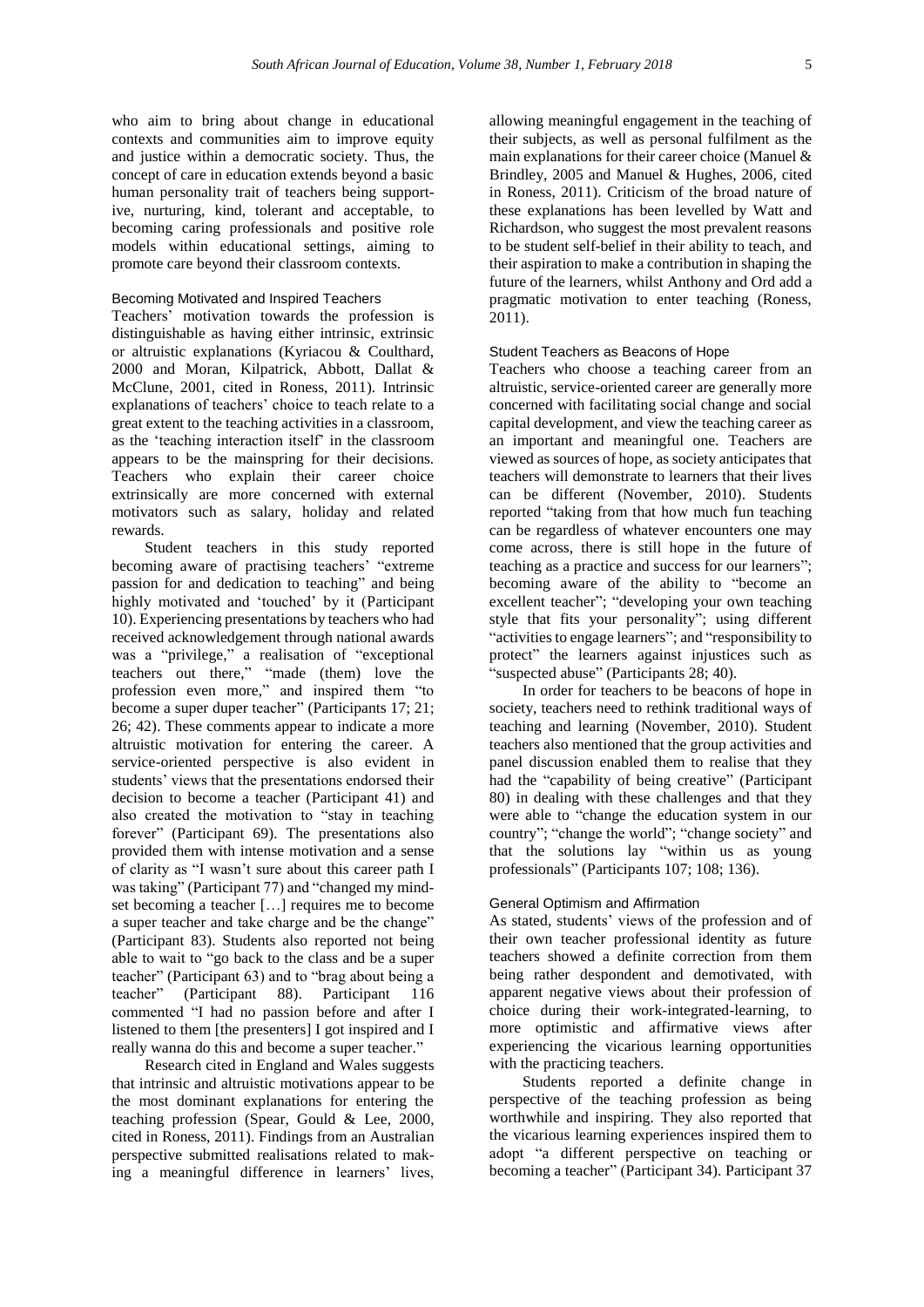who aim to bring about change in educational contexts and communities aim to improve equity and justice within a democratic society. Thus, the concept of care in education extends beyond a basic human personality trait of teachers being supportive, nurturing, kind, tolerant and acceptable, to becoming caring professionals and positive role models within educational settings, aiming to promote care beyond their classroom contexts.

### Becoming Motivated and Inspired Teachers

Teachers' motivation towards the profession is distinguishable as having either intrinsic, extrinsic or altruistic explanations (Kyriacou & Coulthard, 2000 and Moran, Kilpatrick, Abbott, Dallat & McClune, 2001, cited in Roness, 2011). Intrinsic explanations of teachers' choice to teach relate to a great extent to the teaching activities in a classroom, as the 'teaching interaction itself' in the classroom appears to be the mainspring for their decisions. Teachers who explain their career choice extrinsically are more concerned with external motivators such as salary, holiday and related rewards.

Student teachers in this study reported becoming aware of practising teachers' "extreme passion for and dedication to teaching" and being highly motivated and 'touched' by it (Participant 10). Experiencing presentations by teachers who had received acknowledgement through national awards was a "privilege," a realisation of "exceptional teachers out there," "made (them) love the profession even more," and inspired them "to become a super duper teacher" (Participants 17; 21; 26; 42). These comments appear to indicate a more altruistic motivation for entering the career. A service-oriented perspective is also evident in students' views that the presentations endorsed their decision to become a teacher (Participant 41) and also created the motivation to "stay in teaching forever" (Participant 69). The presentations also provided them with intense motivation and a sense of clarity as "I wasn't sure about this career path I was taking" (Participant 77) and "changed my mindset becoming a teacher […] requires me to become a super teacher and take charge and be the change" (Participant 83). Students also reported not being able to wait to "go back to the class and be a super teacher" (Participant 63) and to "brag about being a teacher" (Participant 88). Participant 116 commented "I had no passion before and after I listened to them [the presenters] I got inspired and I really wanna do this and become a super teacher."

Research cited in England and Wales suggests that intrinsic and altruistic motivations appear to be the most dominant explanations for entering the teaching profession (Spear, Gould & Lee, 2000, cited in Roness, 2011). Findings from an Australian perspective submitted realisations related to making a meaningful difference in learners' lives, allowing meaningful engagement in the teaching of their subjects, as well as personal fulfilment as the main explanations for their career choice (Manuel & Brindley, 2005 and Manuel & Hughes, 2006, cited in Roness, 2011). Criticism of the broad nature of these explanations has been levelled by Watt and Richardson, who suggest the most prevalent reasons to be student self-belief in their ability to teach, and their aspiration to make a contribution in shaping the future of the learners, whilst Anthony and Ord add a pragmatic motivation to enter teaching (Roness, 2011).

### Student Teachers as Beacons of Hope

Teachers who choose a teaching career from an altruistic, service-oriented career are generally more concerned with facilitating social change and social capital development, and view the teaching career as an important and meaningful one. Teachers are viewed as sources of hope, as society anticipates that teachers will demonstrate to learners that their lives can be different (November, 2010). Students reported "taking from that how much fun teaching can be regardless of whatever encounters one may come across, there is still hope in the future of teaching as a practice and success for our learners"; becoming aware of the ability to "become an excellent teacher"; "developing your own teaching style that fits your personality"; using different "activities to engage learners"; and "responsibility to protect" the learners against injustices such as "suspected abuse" (Participants 28; 40).

In order for teachers to be beacons of hope in society, teachers need to rethink traditional ways of teaching and learning (November, 2010). Student teachers also mentioned that the group activities and panel discussion enabled them to realise that they had the "capability of being creative" (Participant 80) in dealing with these challenges and that they were able to "change the education system in our country"; "change the world"; "change society" and that the solutions lay "within us as young professionals" (Participants 107; 108; 136).

### General Optimism and Affirmation

As stated, students' views of the profession and of their own teacher professional identity as future teachers showed a definite correction from them being rather despondent and demotivated, with apparent negative views about their profession of choice during their work-integrated-learning, to more optimistic and affirmative views after experiencing the vicarious learning opportunities with the practicing teachers.

Students reported a definite change in perspective of the teaching profession as being worthwhile and inspiring. They also reported that the vicarious learning experiences inspired them to adopt "a different perspective on teaching or becoming a teacher" (Participant 34). Participant 37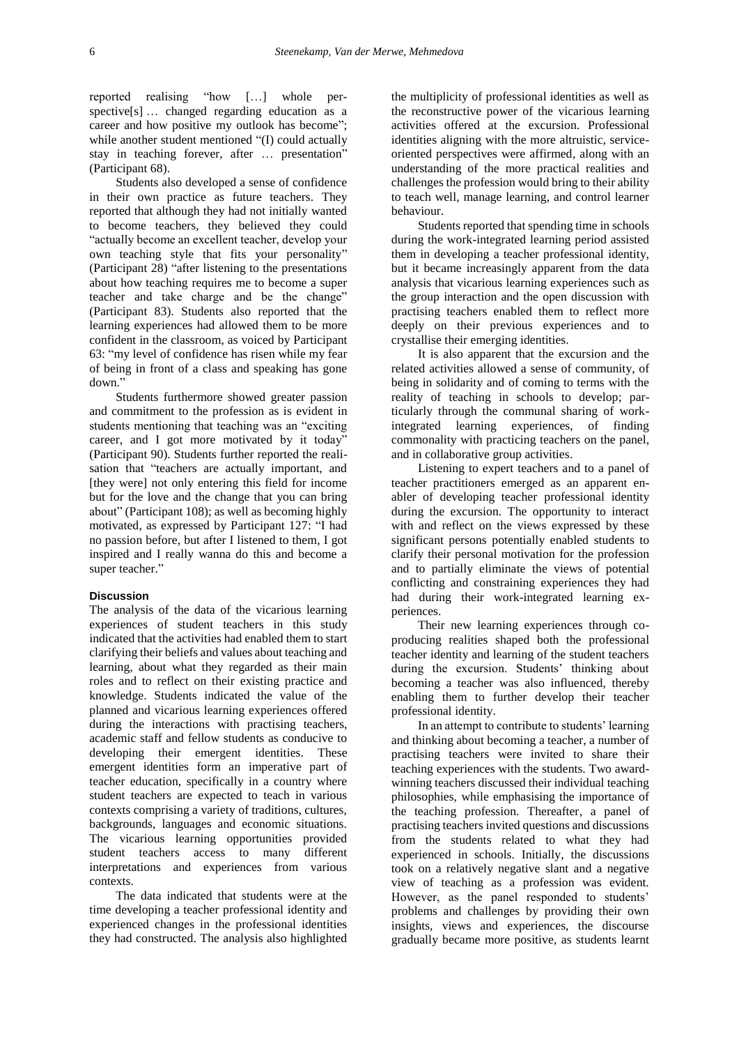reported realising "how […] whole perspective[s] … changed regarding education as a career and how positive my outlook has become"; while another student mentioned "(I) could actually stay in teaching forever, after … presentation" (Participant 68).

Students also developed a sense of confidence in their own practice as future teachers. They reported that although they had not initially wanted to become teachers, they believed they could "actually become an excellent teacher, develop your own teaching style that fits your personality" (Participant 28) "after listening to the presentations about how teaching requires me to become a super teacher and take charge and be the change" (Participant 83). Students also reported that the learning experiences had allowed them to be more confident in the classroom, as voiced by Participant 63: "my level of confidence has risen while my fear of being in front of a class and speaking has gone down."

Students furthermore showed greater passion and commitment to the profession as is evident in students mentioning that teaching was an "exciting career, and I got more motivated by it today" (Participant 90). Students further reported the realisation that "teachers are actually important, and [they were] not only entering this field for income but for the love and the change that you can bring about" (Participant 108); as well as becoming highly motivated, as expressed by Participant 127: "I had no passion before, but after I listened to them, I got inspired and I really wanna do this and become a super teacher."

#### Discussion

The analysis of the data of the vicarious learning experiences of student teachers in this study indicated that the activities had enabled them to start clarifying their beliefs and values about teaching and learning, about what they regarded as their main roles and to reflect on their existing practice and knowledge. Students indicated the value of the planned and vicarious learning experiences offered during the interactions with practising teachers, academic staff and fellow students as conducive to developing their emergent identities. These emergent identities form an imperative part of teacher education, specifically in a country where student teachers are expected to teach in various contexts comprising a variety of traditions, cultures, backgrounds, languages and economic situations. The vicarious learning opportunities provided student teachers access to many different interpretations and experiences from various contexts.

The data indicated that students were at the time developing a teacher professional identity and experienced changes in the professional identities they had constructed. The analysis also highlighted the multiplicity of professional identities as well as the reconstructive power of the vicarious learning activities offered at the excursion. Professional identities aligning with the more altruistic, service-oriented perspectives were affirmed, along with an understanding of the more practical realities and challenges the profession would bring to their ability to teach well, manage learning, and control learner behaviour.

Students reported that spending time in schools during the work-integrated learning period assisted them in developing a teacher professional identity, but it became increasingly apparent from the data analysis that vicarious learning experiences such as the group interaction and the open discussion with practising teachers enabled them to reflect more deeply on their previous experiences and to crystallise their emerging identities.

It is also apparent that the excursion and the related activities allowed a sense of community, of being in solidarity and of coming to terms with the reality of teaching in schools to develop; particularly through the communal sharing of work-integrated learning experiences, of finding commonality with practicing teachers on the panel, and in collaborative group activities.

Listening to expert teachers and to a panel of teacher practitioners emerged as an apparent enabler of developing teacher professional identity during the excursion. The opportunity to interact with and reflect on the views expressed by these significant persons potentially enabled students to clarify their personal motivation for the profession and to partially eliminate the views of potential conflicting and constraining experiences they had had during their work-integrated learning experiences.

Their new learning experiences through co-producing realities shaped both the professional teacher identity and learning of the student teachers during the excursion. Students' thinking about becoming a teacher was also influenced, thereby enabling them to further develop their teacher professional identity.

In an attempt to contribute to students' learning and thinking about becoming a teacher, a number of practising teachers were invited to share their teaching experiences with the students. Two award-winning teachers discussed their individual teaching philosophies, while emphasising the importance of the teaching profession. Thereafter, a panel of practising teachers invited questions and discussions from the students related to what they had experienced in schools. Initially, the discussions took on a relatively negative slant and a negative view of teaching as a profession was evident. However, as the panel responded to students' problems and challenges by providing their own insights, views and experiences, the discourse gradually became more positive, as students learnt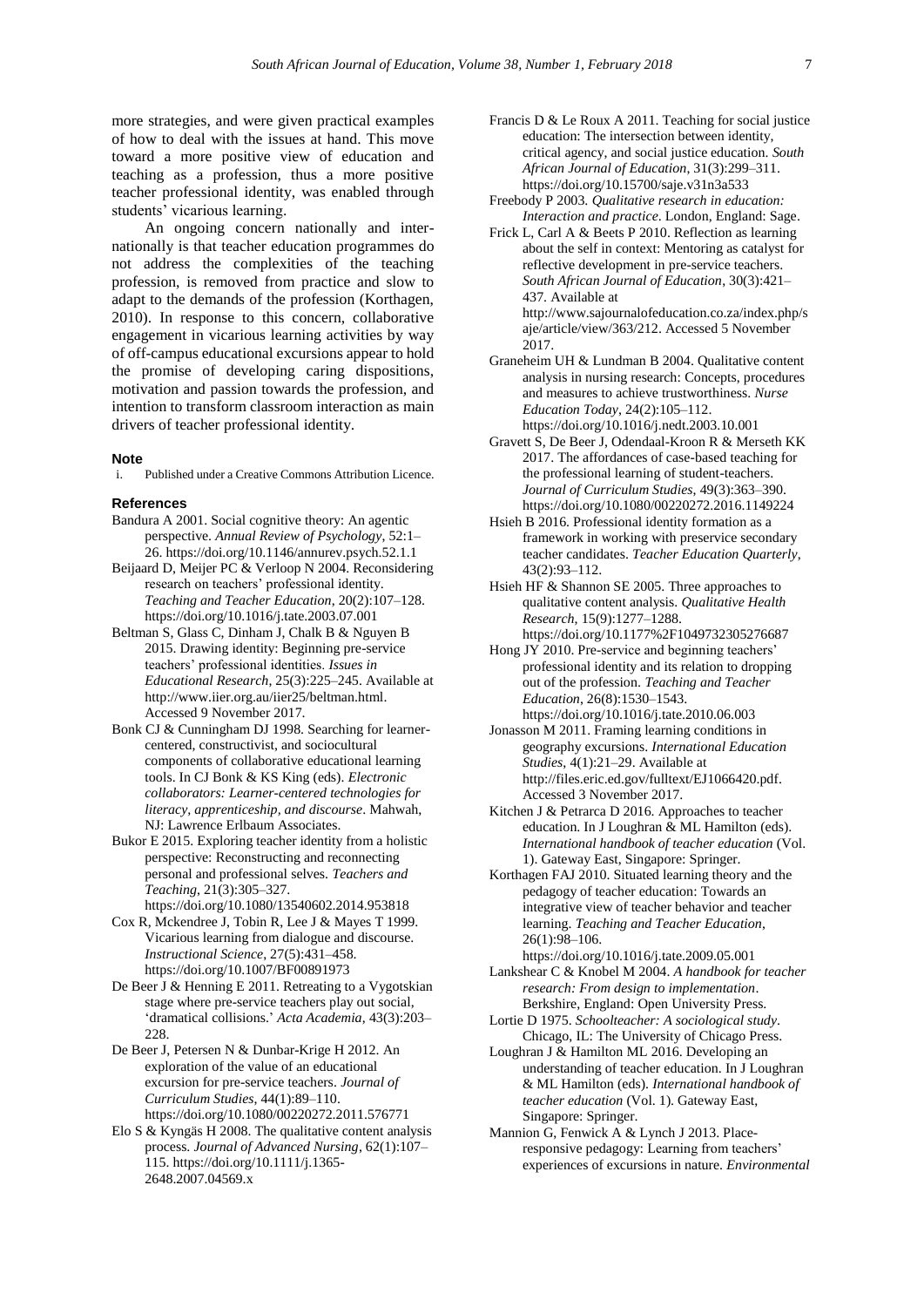more strategies, and were given practical examples of how to deal with the issues at hand. This move toward a more positive view of education and teaching as a profession, thus a more positive teacher professional identity, was enabled through students' vicarious learning.

An ongoing concern nationally and internationally is that teacher education programmes do not address the complexities of the teaching profession, is removed from practice and slow to adapt to the demands of the profession (Korthagen, 2010). In response to this concern, collaborative engagement in vicarious learning activities by way of off-campus educational excursions appear to hold the promise of developing caring dispositions, motivation and passion towards the profession, and intention to transform classroom interaction as main drivers of teacher professional identity.

#### Note

i. Published under a Creative Commons Attribution Licence.

#### References

Bandura A 2001. Social cognitive theory: An agentic perspective. *Annual Review of Psychology*, 52:1–26. https://doi.org/10.1146/annurev.psych.52.1.1

Beijaard D, Meijer PC & Verloop N 2004. Reconsidering research on teachers' professional identity. *Teaching and Teacher Education*, 20(2):107–128. https://doi.org/10.1016/j.tate.2003.07.001

Beltman S, Glass C, Dinham J, Chalk B & Nguyen B 2015. Drawing identity: Beginning pre-service teachers' professional identities. *Issues in Educational Research*, 25(3):225–245. Available at http://www.iier.org.au/iier25/beltman.html. Accessed 9 November 2017.

Bonk CJ & Cunningham DJ 1998. Searching for learner-centered, constructivist, and sociocultural components of collaborative educational learning tools. In CJ Bonk & KS King (eds). *Electronic collaborators: Learner-centered technologies for literacy, apprenticeship, and discourse*. Mahwah, NJ: Lawrence Erlbaum Associates.

Bukor E 2015. Exploring teacher identity from a holistic perspective: Reconstructing and reconnecting personal and professional selves. *Teachers and Teaching*, 21(3):305–327. https://doi.org/10.1080/13540602.2014.953818

Cox R, Mckendree J, Tobin R, Lee J & Mayes T 1999. Vicarious learning from dialogue and discourse. *Instructional Science*, 27(5):431–458. https://doi.org/10.1007/BF00891973

De Beer J & Henning E 2011. Retreating to a Vygotskian stage where pre-service teachers play out social, 'dramatical collisions.' *Acta Academia*, 43(3):203–228.

De Beer J, Petersen N & Dunbar-Krige H 2012. An exploration of the value of an educational excursion for pre-service teachers. *Journal of Curriculum Studies*, 44(1):89–110. https://doi.org/10.1080/00220272.2011.576771

Elo S & Kyngäs H 2008. The qualitative content analysis process. *Journal of Advanced Nursing*, 62(1):107–115. https://doi.org/10.1111/j.1365-2648.2007.04569.x

Francis D & Le Roux A 2011. Teaching for social justice education: The intersection between identity, critical agency, and social justice education. *South African Journal of Education*, 31(3):299–311. https://doi.org/10.15700/saje.v31n3a533

Freebody P 2003. *Qualitative research in education: Interaction and practice*. London, England: Sage.

Frick L, Carl A & Beets P 2010. Reflection as learning about the self in context: Mentoring as catalyst for reflective development in pre-service teachers. *South African Journal of Education*, 30(3):421–437. Available at http://www.sajournalofeducation.co.za/index.php/saje/article/view/363/212. Accessed 5 November 2017.

Graneheim UH & Lundman B 2004. Qualitative content analysis in nursing research: Concepts, procedures and measures to achieve trustworthiness. *Nurse Education Today*, 24(2):105–112. https://doi.org/10.1016/j.nedt.2003.10.001

Gravett S, De Beer J, Odendaal-Kroon R & Merseth KK 2017. The affordances of case-based teaching for the professional learning of student-teachers. *Journal of Curriculum Studies*, 49(3):363–390. https://doi.org/10.1080/00220272.2016.1149224

Hsieh B 2016. Professional identity formation as a framework in working with preservice secondary teacher candidates. *Teacher Education Quarterly*, 43(2):93–112.

Hsieh HF & Shannon SE 2005. Three approaches to qualitative content analysis. *Qualitative Health Research*, 15(9):1277–1288. https://doi.org/10.1177%2F1049732305276687

Hong JY 2010. Pre-service and beginning teachers' professional identity and its relation to dropping out of the profession. *Teaching and Teacher Education*, 26(8):1530–1543. https://doi.org/10.1016/j.tate.2010.06.003

Jonasson M 2011. Framing learning conditions in geography excursions. *International Education Studies*, 4(1):21–29. Available at http://files.eric.ed.gov/fulltext/EJ1066420.pdf. Accessed 3 November 2017.

Kitchen J & Petrarca D 2016. Approaches to teacher education. In J Loughran & ML Hamilton (eds). *International handbook of teacher education* (Vol. 1). Gateway East, Singapore: Springer.

Korthagen FAJ 2010. Situated learning theory and the pedagogy of teacher education: Towards an integrative view of teacher behavior and teacher learning. *Teaching and Teacher Education*, 26(1):98–106. https://doi.org/10.1016/j.tate.2009.05.001

Lankshear C & Knobel M 2004. *A handbook for teacher research: From design to implementation*. Berkshire, England: Open University Press.

Lortie D 1975. *Schoolteacher: A sociological study*. Chicago, IL: The University of Chicago Press.

Loughran J & Hamilton ML 2016. Developing an understanding of teacher education. In J Loughran & ML Hamilton (eds). *International handbook of teacher education* (Vol. 1). Gateway East, Singapore: Springer.

Mannion G, Fenwick A & Lynch J 2013. Place-responsive pedagogy: Learning from teachers' experiences of excursions in nature. *Environmental*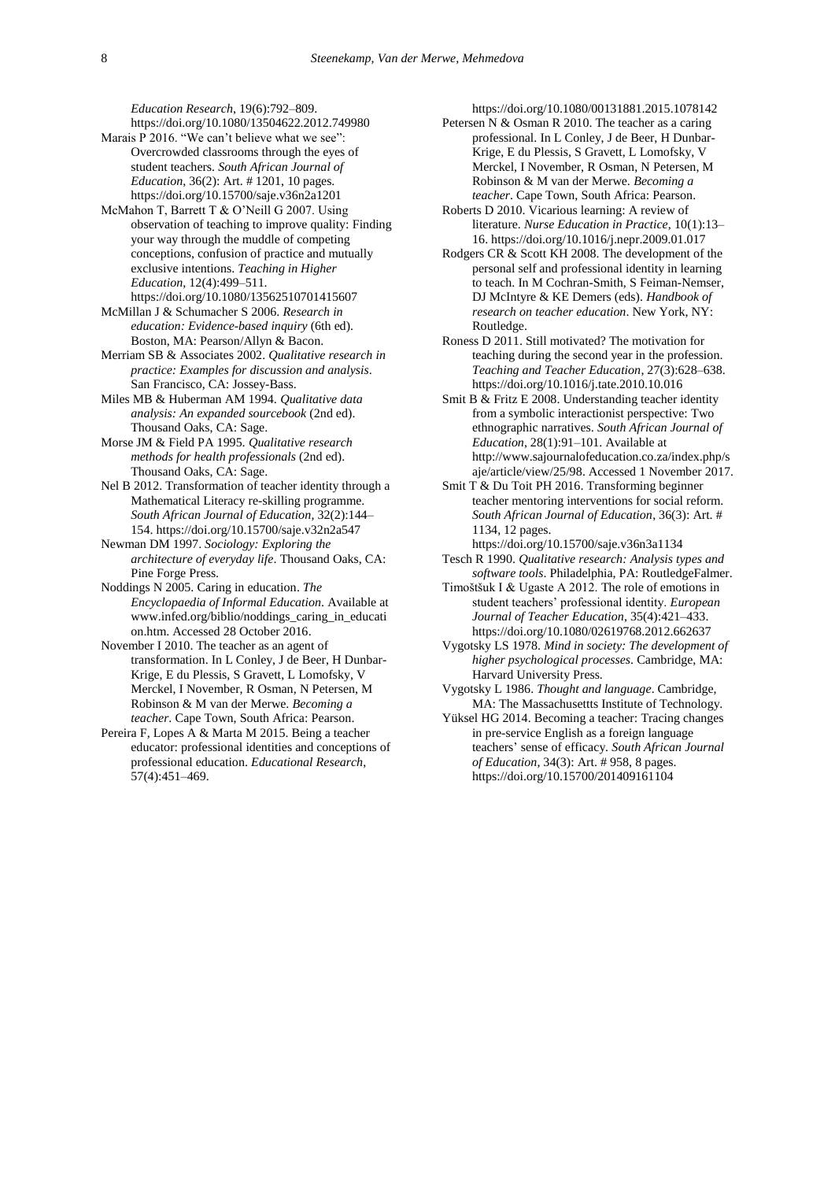*Education Research*, 19(6):792–809. https://doi.org/10.1080/13504622.2012.749980

Marais P 2016. "We can't believe what we see": Overcrowded classrooms through the eyes of student teachers. *South African Journal of Education*, 36(2): Art. # 1201, 10 pages. https://doi.org/10.15700/saje.v36n2a1201

McMahon T, Barrett T & O'Neill G 2007. Using observation of teaching to improve quality: Finding your way through the muddle of competing conceptions, confusion of practice and mutually exclusive intentions. *Teaching in Higher Education*, 12(4):499–511. https://doi.org/10.1080/13562510701415607

McMillan J & Schumacher S 2006. *Research in education: Evidence-based inquiry* (6th ed). Boston, MA: Pearson/Allyn & Bacon.

Merriam SB & Associates 2002. *Qualitative research in practice: Examples for discussion and analysis*. San Francisco, CA: Jossey-Bass.

Miles MB & Huberman AM 1994. *Qualitative data analysis: An expanded sourcebook* (2nd ed). Thousand Oaks, CA: Sage.

Morse JM & Field PA 1995. *Qualitative research methods for health professionals* (2nd ed). Thousand Oaks, CA: Sage.

Nel B 2012. Transformation of teacher identity through a Mathematical Literacy re-skilling programme. *South African Journal of Education*, 32(2):144–154. https://doi.org/10.15700/saje.v32n2a547

Newman DM 1997. *Sociology: Exploring the architecture of everyday life*. Thousand Oaks, CA: Pine Forge Press.

Noddings N 2005. Caring in education. *The Encyclopaedia of Informal Education*. Available at www.infed.org/biblio/noddings_caring_in_education.htm. Accessed 28 October 2016.

November I 2010. The teacher as an agent of transformation. In L Conley, J de Beer, H Dunbar-Krige, E du Plessis, S Gravett, L Lomofsky, V Merckel, I November, R Osman, N Petersen, M Robinson & M van der Merwe. *Becoming a teacher*. Cape Town, South Africa: Pearson.

Pereira F, Lopes A & Marta M 2015. Being a teacher educator: professional identities and conceptions of professional education. *Educational Research*, 57(4):451–469. https://doi.org/10.1080/00131881.2015.1078142

Petersen N & Osman R 2010. The teacher as a caring professional. In L Conley, J de Beer, H Dunbar-Krige, E du Plessis, S Gravett, L Lomofsky, V Merckel, I November, R Osman, N Petersen, M Robinson & M van der Merwe. *Becoming a teacher*. Cape Town, South Africa: Pearson.

Roberts D 2010. Vicarious learning: A review of literature. *Nurse Education in Practice*, 10(1):13–16. https://doi.org/10.1016/j.nepr.2009.01.017

Rodgers CR & Scott KH 2008. The development of the personal self and professional identity in learning to teach. In M Cochran-Smith, S Feiman-Nemser, DJ McIntyre & KE Demers (eds). *Handbook of research on teacher education*. New York, NY: Routledge.

Roness D 2011. Still motivated? The motivation for teaching during the second year in the profession. *Teaching and Teacher Education*, 27(3):628–638. https://doi.org/10.1016/j.tate.2010.10.016

Smit B & Fritz E 2008. Understanding teacher identity from a symbolic interactionist perspective: Two ethnographic narratives. *South African Journal of Education*, 28(1):91–101. Available at http://www.sajournalofeducation.co.za/index.php/saje/article/view/25/98. Accessed 1 November 2017.

Smit T & Du Toit PH 2016. Transforming beginner teacher mentoring interventions for social reform. *South African Journal of Education*, 36(3): Art. # 1134, 12 pages. https://doi.org/10.15700/saje.v36n3a1134

Tesch R 1990. *Qualitative research: Analysis types and software tools*. Philadelphia, PA: RoutledgeFalmer.

Timoštšuk I & Ugaste A 2012. The role of emotions in student teachers' professional identity. *European Journal of Teacher Education*, 35(4):421–433. https://doi.org/10.1080/02619768.2012.662637

Vygotsky LS 1978. *Mind in society: The development of higher psychological processes*. Cambridge, MA: Harvard University Press.

Vygotsky L 1986. *Thought and language*. Cambridge, MA: The Massachusettts Institute of Technology.

Yüksel HG 2014. Becoming a teacher: Tracing changes in pre-service English as a foreign language teachers' sense of efficacy. *South African Journal of Education*, 34(3): Art. # 958, 8 pages. https://doi.org/10.15700/201409161104